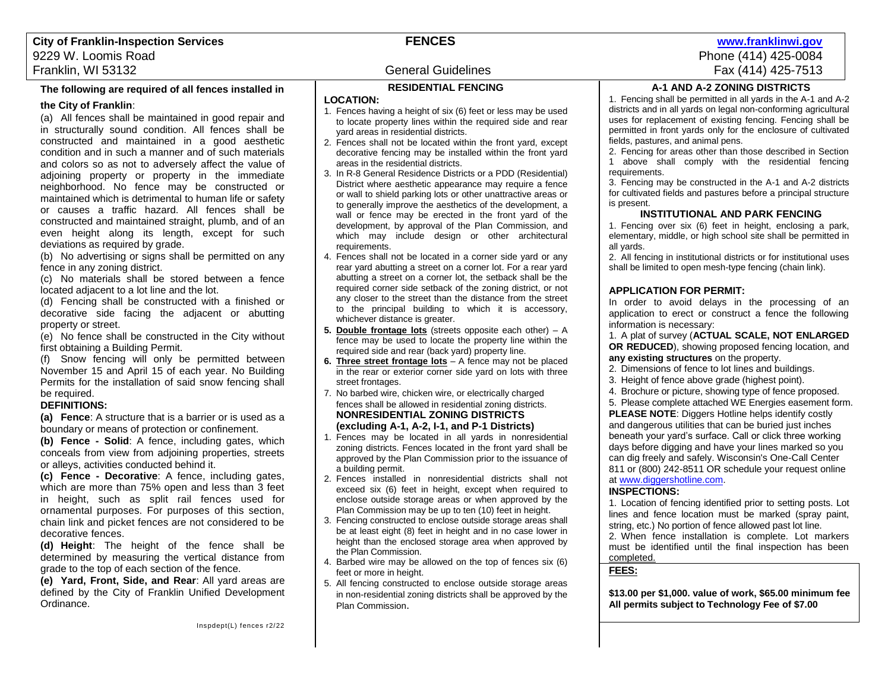**City of Franklin-Inspection Services**
9229 W. Loomis Road
Franklin, WI 53132

# FENCES

General Guidelines

**www.franklinwi.gov**
Phone (414) 425-0084
Fax (414) 425-7513

**The following are required of all fences installed in the City of Franklin**:

(a) All fences shall be maintained in good repair and in structurally sound condition. All fences shall be constructed and maintained in a good aesthetic condition and in such a manner and of such materials and colors so as not to adversely affect the value of adjoining property or property in the immediate neighborhood. No fence may be constructed or maintained which is detrimental to human life or safety or causes a traffic hazard. All fences shall be constructed and maintained straight, plumb, and of an even height along its length, except for such deviations as required by grade.

(b) No advertising or signs shall be permitted on any fence in any zoning district.

(c) No materials shall be stored between a fence located adjacent to a lot line and the lot.

(d) Fencing shall be constructed with a finished or decorative side facing the adjacent or abutting property or street.

(e) No fence shall be constructed in the City without first obtaining a Building Permit.

(f) Snow fencing will only be permitted between November 15 and April 15 of each year. No Building Permits for the installation of said snow fencing shall be required.

**DEFINITIONS:**

**(a) Fence**: A structure that is a barrier or is used as a boundary or means of protection or confinement.

**(b) Fence - Solid**: A fence, including gates, which conceals from view from adjoining properties, streets or alleys, activities conducted behind it.

**(c) Fence - Decorative**: A fence, including gates, which are more than 75% open and less than 3 feet in height, such as split rail fences used for ornamental purposes. For purposes of this section, chain link and picket fences are not considered to be decorative fences.

**(d) Height**: The height of the fence shall be determined by measuring the vertical distance from grade to the top of each section of the fence.

**(e) Yard, Front, Side, and Rear**: All yard areas are defined by the City of Franklin Unified Development Ordinance.

Inspdept(L) fences r2/22

## RESIDENTIAL FENCING

**LOCATION:**

1. Fences having a height of six (6) feet or less may be used to locate property lines within the required side and rear yard areas in residential districts.
2. Fences shall not be located within the front yard, except decorative fencing may be installed within the front yard areas in the residential districts.
3. In R-8 General Residence Districts or a PDD (Residential) District where aesthetic appearance may require a fence or wall to shield parking lots or other unattractive areas or to generally improve the aesthetics of the development, a wall or fence may be erected in the front yard of the development, by approval of the Plan Commission, and which may include design or other architectural requirements.
4. Fences shall not be located in a corner side yard or any rear yard abutting a street on a corner lot. For a rear yard abutting a street on a corner lot, the setback shall be the required corner side setback of the zoning district, or not any closer to the street than the distance from the street to the principal building to which it is accessory, whichever distance is greater.
5. **Double frontage lots** (streets opposite each other) – A fence may be used to locate the property line within the required side and rear (back yard) property line.
6. **Three street frontage lots** – A fence may not be placed in the rear or exterior corner side yard on lots with three street frontages.
7. No barbed wire, chicken wire, or electrically charged fences shall be allowed in residential zoning districts.

### NONRESIDENTIAL ZONING DISTRICTS (excluding A-1, A-2, I-1, and P-1 Districts)

1. Fences may be located in all yards in nonresidential zoning districts. Fences located in the front yard shall be approved by the Plan Commission prior to the issuance of a building permit.
2. Fences installed in nonresidential districts shall not exceed six (6) feet in height, except when required to enclose outside storage areas or when approved by the Plan Commission may be up to ten (10) feet in height.
3. Fencing constructed to enclose outside storage areas shall be at least eight (8) feet in height and in no case lower in height than the enclosed storage area when approved by the Plan Commission.
4. Barbed wire may be allowed on the top of fences six (6) feet or more in height.
5. All fencing constructed to enclose outside storage areas in non-residential zoning districts shall be approved by the Plan Commission.

## A-1 AND A-2 ZONING DISTRICTS

1. Fencing shall be permitted in all yards in the A-1 and A-2 districts and in all yards on legal non-conforming agricultural uses for replacement of existing fencing. Fencing shall be permitted in front yards only for the enclosure of cultivated fields, pastures, and animal pens.
2. Fencing for areas other than those described in Section 1 above shall comply with the residential fencing requirements.
3. Fencing may be constructed in the A-1 and A-2 districts for cultivated fields and pastures before a principal structure is present.

## INSTITUTIONAL AND PARK FENCING

1. Fencing over six (6) feet in height, enclosing a park, elementary, middle, or high school site shall be permitted in all yards.
2. All fencing in institutional districts or for institutional uses shall be limited to open mesh-type fencing (chain link).

**APPLICATION FOR PERMIT:**

In order to avoid delays in the processing of an application to erect or construct a fence the following information is necessary:

1. A plat of survey (**ACTUAL SCALE, NOT ENLARGED OR REDUCED**), showing proposed fencing location, and **any existing structures** on the property.
2. Dimensions of fence to lot lines and buildings.
3. Height of fence above grade (highest point).
4. Brochure or picture, showing type of fence proposed.
5. Please complete attached WE Energies easement form.

**PLEASE NOTE**: Diggers Hotline helps identify costly and dangerous utilities that can be buried just inches beneath your yard's surface. Call or click three working days before digging and have your lines marked so you can dig freely and safely. Wisconsin's One-Call Center 811 or (800) 242-8511 OR schedule your request online at www.diggershotline.com.

**INSPECTIONS:**

1. Location of fencing identified prior to setting posts. Lot lines and fence location must be marked (spray paint, string, etc.) No portion of fence allowed past lot line.
2. When fence installation is complete. Lot markers must be identified until the final inspection has been completed.

**FEES:**

**$13.00 per $1,000. value of work, $65.00 minimum fee**
**All permits subject to Technology Fee of $7.00**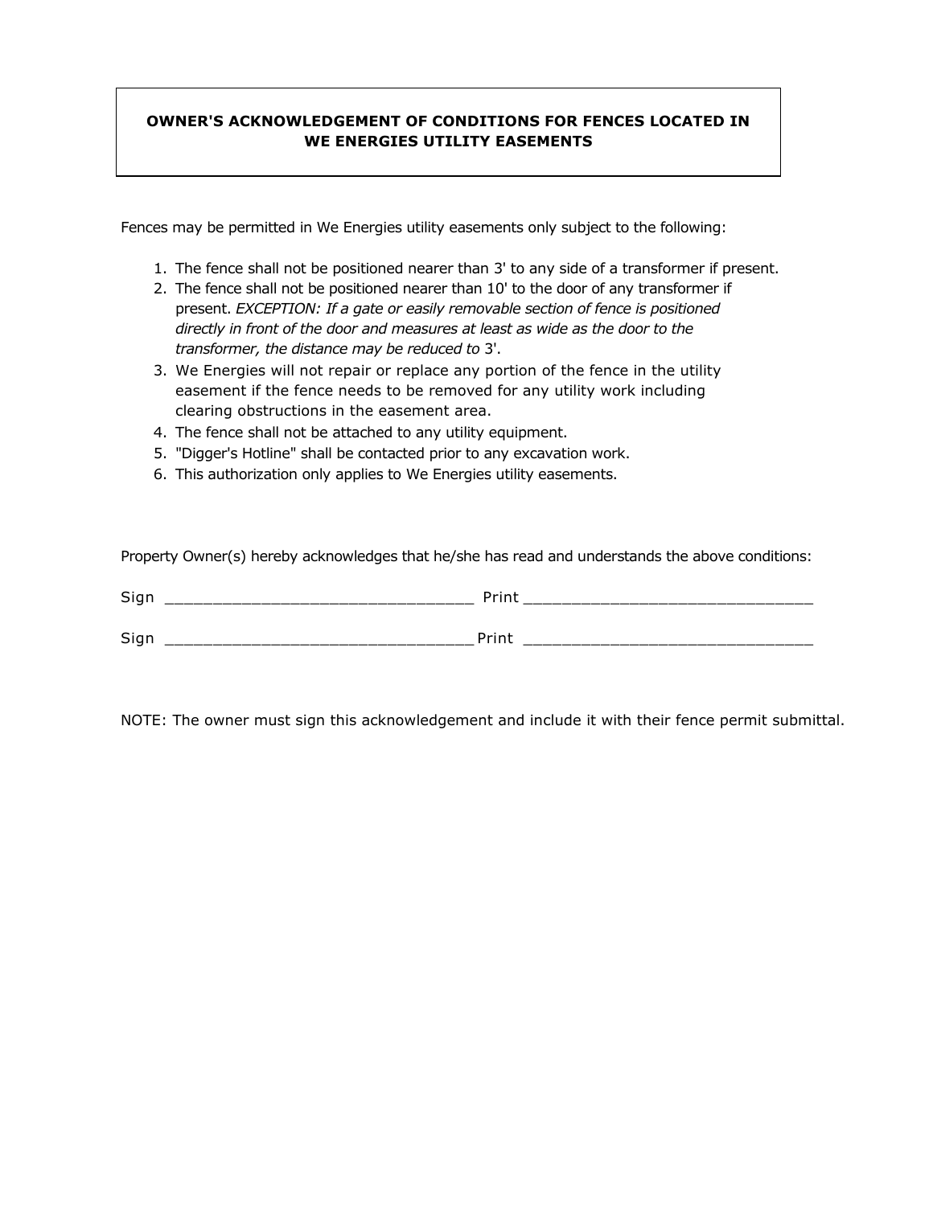# OWNER'S ACKNOWLEDGEMENT OF CONDITIONS FOR FENCES LOCATED IN WE ENERGIES UTILITY EASEMENTS

Fences may be permitted in We Energies utility easements only subject to the following:

1. The fence shall not be positioned nearer than 3' to any side of a transformer if present.
2. The fence shall not be positioned nearer than 10' to the door of any transformer if present. *EXCEPTION: If a gate or easily removable section of fence is positioned directly in front of the door and measures at least as wide as the door to the transformer, the distance may be reduced to* 3'.
3. We Energies will not repair or replace any portion of the fence in the utility easement if the fence needs to be removed for any utility work including clearing obstructions in the easement area.
4. The fence shall not be attached to any utility equipment.
5. "Digger's Hotline" shall be contacted prior to any excavation work.
6. This authorization only applies to We Energies utility easements.

Property Owner(s) hereby acknowledges that he/she has read and understands the above conditions:

Sign ________________________________ Print ______________________________

Sign ________________________________ Print ______________________________

NOTE: The owner must sign this acknowledgement and include it with their fence permit submittal.